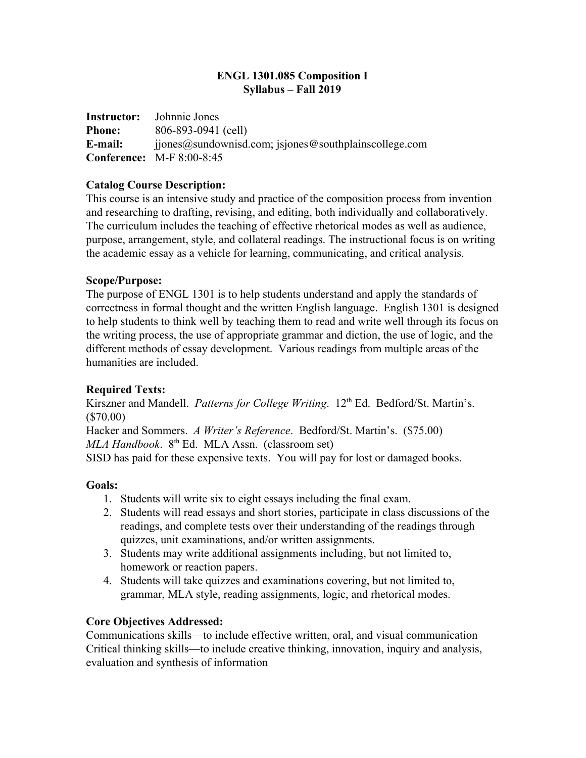# ENGL 1301.085 Composition I
## Syllabus – Fall 2019

**Instructor:** Johnnie Jones
**Phone:** 806-893-0941 (cell)
**E-mail:** jjones@sundownisd.com; jsjones@southplainscollege.com
**Conference:** M-F 8:00-8:45

**Catalog Course Description:**
This course is an intensive study and practice of the composition process from invention and researching to drafting, revising, and editing, both individually and collaboratively. The curriculum includes the teaching of effective rhetorical modes as well as audience, purpose, arrangement, style, and collateral readings. The instructional focus is on writing the academic essay as a vehicle for learning, communicating, and critical analysis.

**Scope/Purpose:**
The purpose of ENGL 1301 is to help students understand and apply the standards of correctness in formal thought and the written English language. English 1301 is designed to help students to think well by teaching them to read and write well through its focus on the writing process, the use of appropriate grammar and diction, the use of logic, and the different methods of essay development. Various readings from multiple areas of the humanities are included.

**Required Texts:**
Kirszner and Mandell. *Patterns for College Writing*. 12th Ed. Bedford/St. Martin's. ($70.00)
Hacker and Sommers. *A Writer's Reference*. Bedford/St. Martin's. ($75.00)
*MLA Handbook*. 8th Ed. MLA Assn. (classroom set)
SISD has paid for these expensive texts. You will pay for lost or damaged books.

**Goals:**

1. Students will write six to eight essays including the final exam.
2. Students will read essays and short stories, participate in class discussions of the readings, and complete tests over their understanding of the readings through quizzes, unit examinations, and/or written assignments.
3. Students may write additional assignments including, but not limited to, homework or reaction papers.
4. Students will take quizzes and examinations covering, but not limited to, grammar, MLA style, reading assignments, logic, and rhetorical modes.

**Core Objectives Addressed:**
Communications skills—to include effective written, oral, and visual communication
Critical thinking skills—to include creative thinking, innovation, inquiry and analysis, evaluation and synthesis of information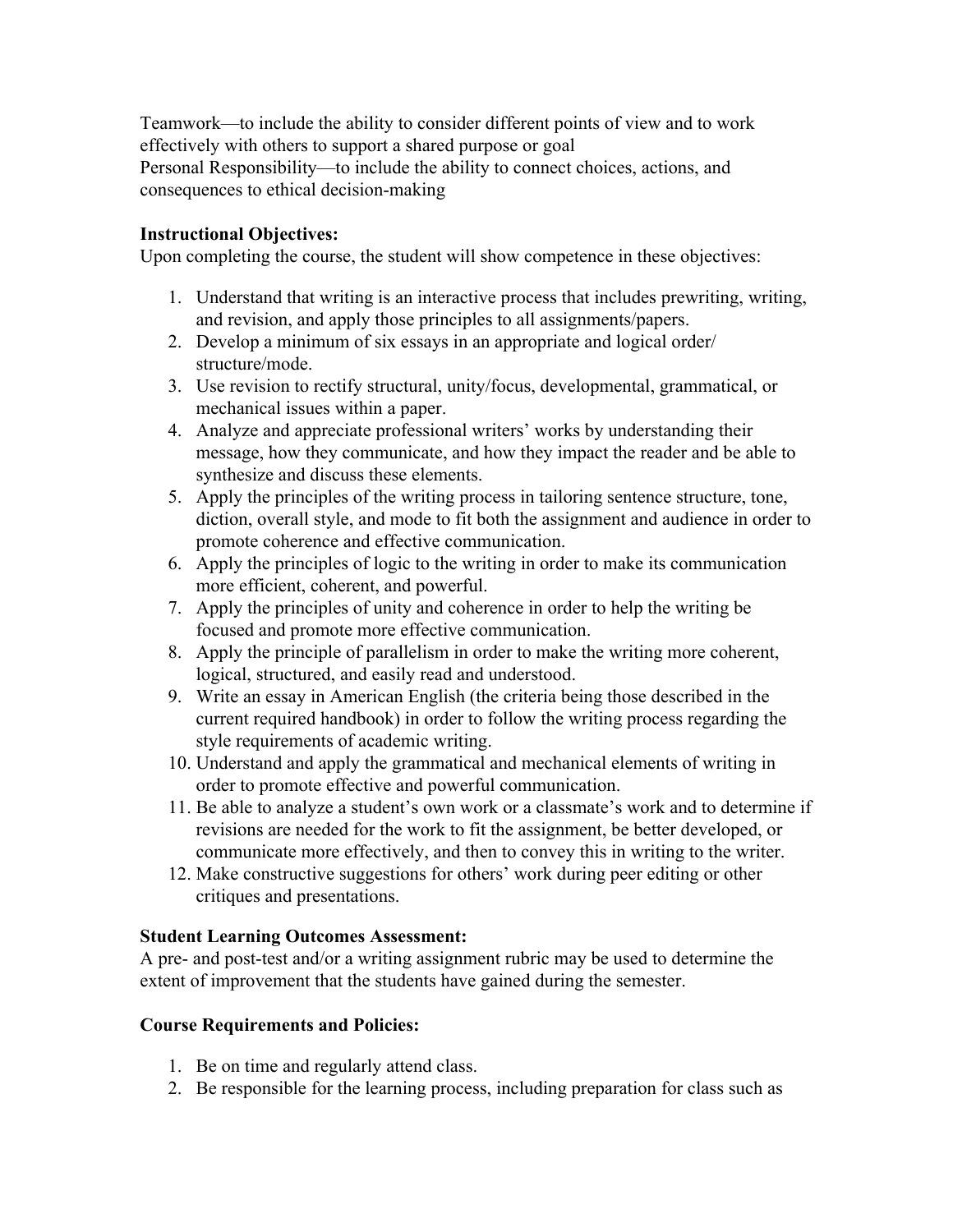Teamwork—to include the ability to consider different points of view and to work effectively with others to support a shared purpose or goal
Personal Responsibility—to include the ability to connect choices, actions, and consequences to ethical decision-making

**Instructional Objectives:**
Upon completing the course, the student will show competence in these objectives:

1. Understand that writing is an interactive process that includes prewriting, writing, and revision, and apply those principles to all assignments/papers.
2. Develop a minimum of six essays in an appropriate and logical order/ structure/mode.
3. Use revision to rectify structural, unity/focus, developmental, grammatical, or mechanical issues within a paper.
4. Analyze and appreciate professional writers' works by understanding their message, how they communicate, and how they impact the reader and be able to synthesize and discuss these elements.
5. Apply the principles of the writing process in tailoring sentence structure, tone, diction, overall style, and mode to fit both the assignment and audience in order to promote coherence and effective communication.
6. Apply the principles of logic to the writing in order to make its communication more efficient, coherent, and powerful.
7. Apply the principles of unity and coherence in order to help the writing be focused and promote more effective communication.
8. Apply the principle of parallelism in order to make the writing more coherent, logical, structured, and easily read and understood.
9. Write an essay in American English (the criteria being those described in the current required handbook) in order to follow the writing process regarding the style requirements of academic writing.
10. Understand and apply the grammatical and mechanical elements of writing in order to promote effective and powerful communication.
11. Be able to analyze a student's own work or a classmate's work and to determine if revisions are needed for the work to fit the assignment, be better developed, or communicate more effectively, and then to convey this in writing to the writer.
12. Make constructive suggestions for others' work during peer editing or other critiques and presentations.

**Student Learning Outcomes Assessment:**
A pre- and post-test and/or a writing assignment rubric may be used to determine the extent of improvement that the students have gained during the semester.

**Course Requirements and Policies:**

1. Be on time and regularly attend class.
2. Be responsible for the learning process, including preparation for class such as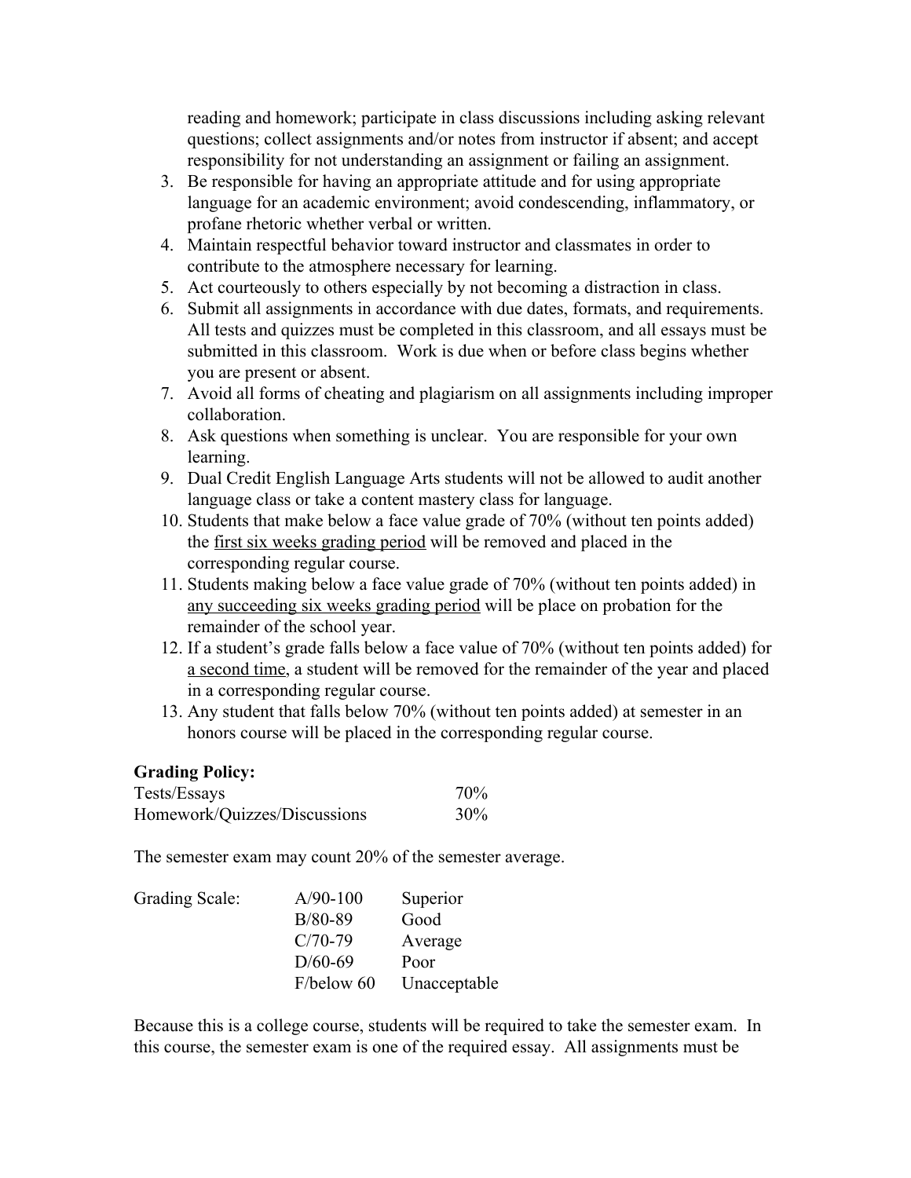reading and homework; participate in class discussions including asking relevant questions; collect assignments and/or notes from instructor if absent; and accept responsibility for not understanding an assignment or failing an assignment.

3. Be responsible for having an appropriate attitude and for using appropriate language for an academic environment; avoid condescending, inflammatory, or profane rhetoric whether verbal or written.
4. Maintain respectful behavior toward instructor and classmates in order to contribute to the atmosphere necessary for learning.
5. Act courteously to others especially by not becoming a distraction in class.
6. Submit all assignments in accordance with due dates, formats, and requirements. All tests and quizzes must be completed in this classroom, and all essays must be submitted in this classroom. Work is due when or before class begins whether you are present or absent.
7. Avoid all forms of cheating and plagiarism on all assignments including improper collaboration.
8. Ask questions when something is unclear. You are responsible for your own learning.
9. Dual Credit English Language Arts students will not be allowed to audit another language class or take a content mastery class for language.
10. Students that make below a face value grade of 70% (without ten points added) the <u>first six weeks grading period</u> will be removed and placed in the corresponding regular course.
11. Students making below a face value grade of 70% (without ten points added) in <u>any succeeding six weeks grading period</u> will be place on probation for the remainder of the school year.
12. If a student's grade falls below a face value of 70% (without ten points added) for <u>a second time</u>, a student will be removed for the remainder of the year and placed in a corresponding regular course.
13. Any student that falls below 70% (without ten points added) at semester in an honors course will be placed in the corresponding regular course.

**Grading Policy:**

| | |
|---|---|
| Tests/Essays | 70% |
| Homework/Quizzes/Discussions | 30% |

The semester exam may count 20% of the semester average.

| Grading Scale: | | |
|---|---|---|
| | A/90-100 | Superior |
| | B/80-89 | Good |
| | C/70-79 | Average |
| | D/60-69 | Poor |
| | F/below 60 | Unacceptable |

Because this is a college course, students will be required to take the semester exam. In this course, the semester exam is one of the required essay. All assignments must be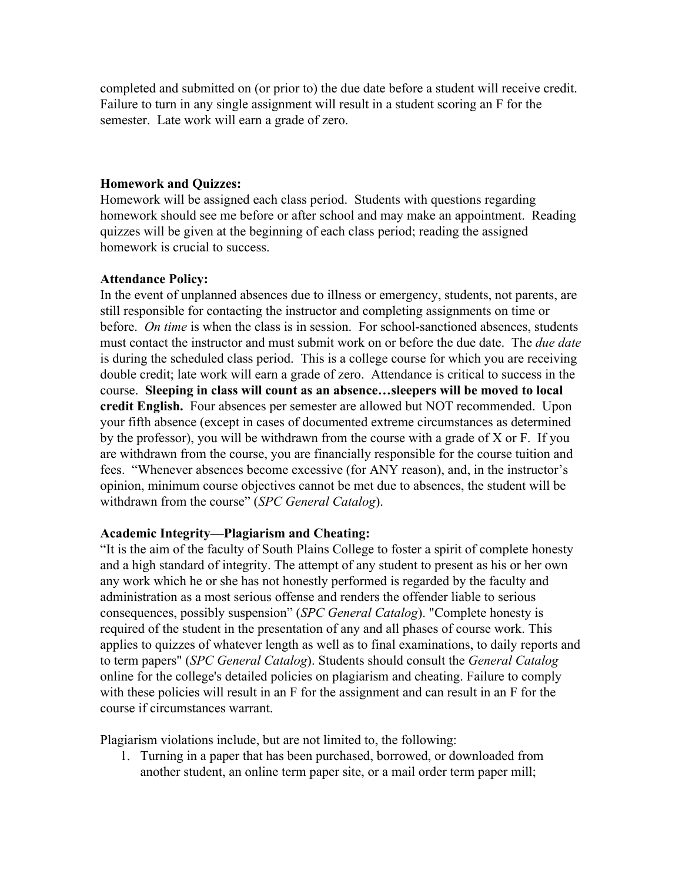completed and submitted on (or prior to) the due date before a student will receive credit. Failure to turn in any single assignment will result in a student scoring an F for the semester. Late work will earn a grade of zero.

**Homework and Quizzes:**
Homework will be assigned each class period. Students with questions regarding homework should see me before or after school and may make an appointment. Reading quizzes will be given at the beginning of each class period; reading the assigned homework is crucial to success.

**Attendance Policy:**
In the event of unplanned absences due to illness or emergency, students, not parents, are still responsible for contacting the instructor and completing assignments on time or before. *On time* is when the class is in session. For school-sanctioned absences, students must contact the instructor and must submit work on or before the due date. The *due date* is during the scheduled class period. This is a college course for which you are receiving double credit; late work will earn a grade of zero. Attendance is critical to success in the course. **Sleeping in class will count as an absence…sleepers will be moved to local credit English.** Four absences per semester are allowed but NOT recommended. Upon your fifth absence (except in cases of documented extreme circumstances as determined by the professor), you will be withdrawn from the course with a grade of X or F. If you are withdrawn from the course, you are financially responsible for the course tuition and fees. "Whenever absences become excessive (for ANY reason), and, in the instructor's opinion, minimum course objectives cannot be met due to absences, the student will be withdrawn from the course" (*SPC General Catalog*).

**Academic Integrity—Plagiarism and Cheating:**
"It is the aim of the faculty of South Plains College to foster a spirit of complete honesty and a high standard of integrity. The attempt of any student to present as his or her own any work which he or she has not honestly performed is regarded by the faculty and administration as a most serious offense and renders the offender liable to serious consequences, possibly suspension" (*SPC General Catalog*). "Complete honesty is required of the student in the presentation of any and all phases of course work. This applies to quizzes of whatever length as well as to final examinations, to daily reports and to term papers" (*SPC General Catalog*). Students should consult the *General Catalog* online for the college's detailed policies on plagiarism and cheating. Failure to comply with these policies will result in an F for the assignment and can result in an F for the course if circumstances warrant.

Plagiarism violations include, but are not limited to, the following:

1. Turning in a paper that has been purchased, borrowed, or downloaded from another student, an online term paper site, or a mail order term paper mill;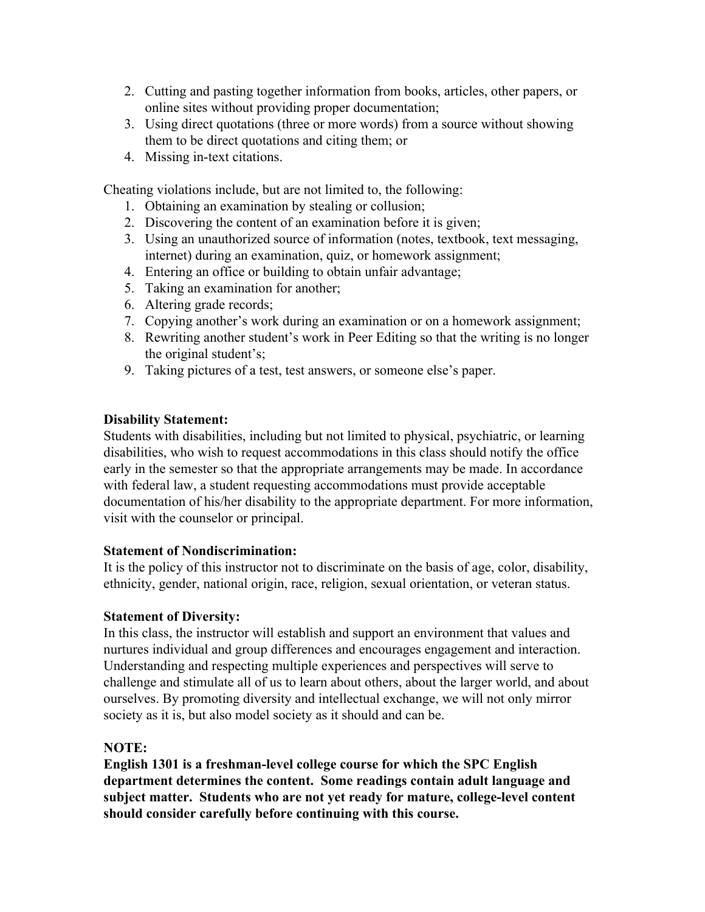2. Cutting and pasting together information from books, articles, other papers, or online sites without providing proper documentation;
3. Using direct quotations (three or more words) from a source without showing them to be direct quotations and citing them; or
4. Missing in-text citations.

Cheating violations include, but are not limited to, the following:

1. Obtaining an examination by stealing or collusion;
2. Discovering the content of an examination before it is given;
3. Using an unauthorized source of information (notes, textbook, text messaging, internet) during an examination, quiz, or homework assignment;
4. Entering an office or building to obtain unfair advantage;
5. Taking an examination for another;
6. Altering grade records;
7. Copying another's work during an examination or on a homework assignment;
8. Rewriting another student's work in Peer Editing so that the writing is no longer the original student's;
9. Taking pictures of a test, test answers, or someone else's paper.

**Disability Statement:**
Students with disabilities, including but not limited to physical, psychiatric, or learning disabilities, who wish to request accommodations in this class should notify the office early in the semester so that the appropriate arrangements may be made. In accordance with federal law, a student requesting accommodations must provide acceptable documentation of his/her disability to the appropriate department. For more information, visit with the counselor or principal.

**Statement of Nondiscrimination:**
It is the policy of this instructor not to discriminate on the basis of age, color, disability, ethnicity, gender, national origin, race, religion, sexual orientation, or veteran status.

**Statement of Diversity:**
In this class, the instructor will establish and support an environment that values and nurtures individual and group differences and encourages engagement and interaction. Understanding and respecting multiple experiences and perspectives will serve to challenge and stimulate all of us to learn about others, about the larger world, and about ourselves. By promoting diversity and intellectual exchange, we will not only mirror society as it is, but also model society as it should and can be.

**NOTE:**
**English 1301 is a freshman-level college course for which the SPC English department determines the content. Some readings contain adult language and subject matter. Students who are not yet ready for mature, college-level content should consider carefully before continuing with this course.**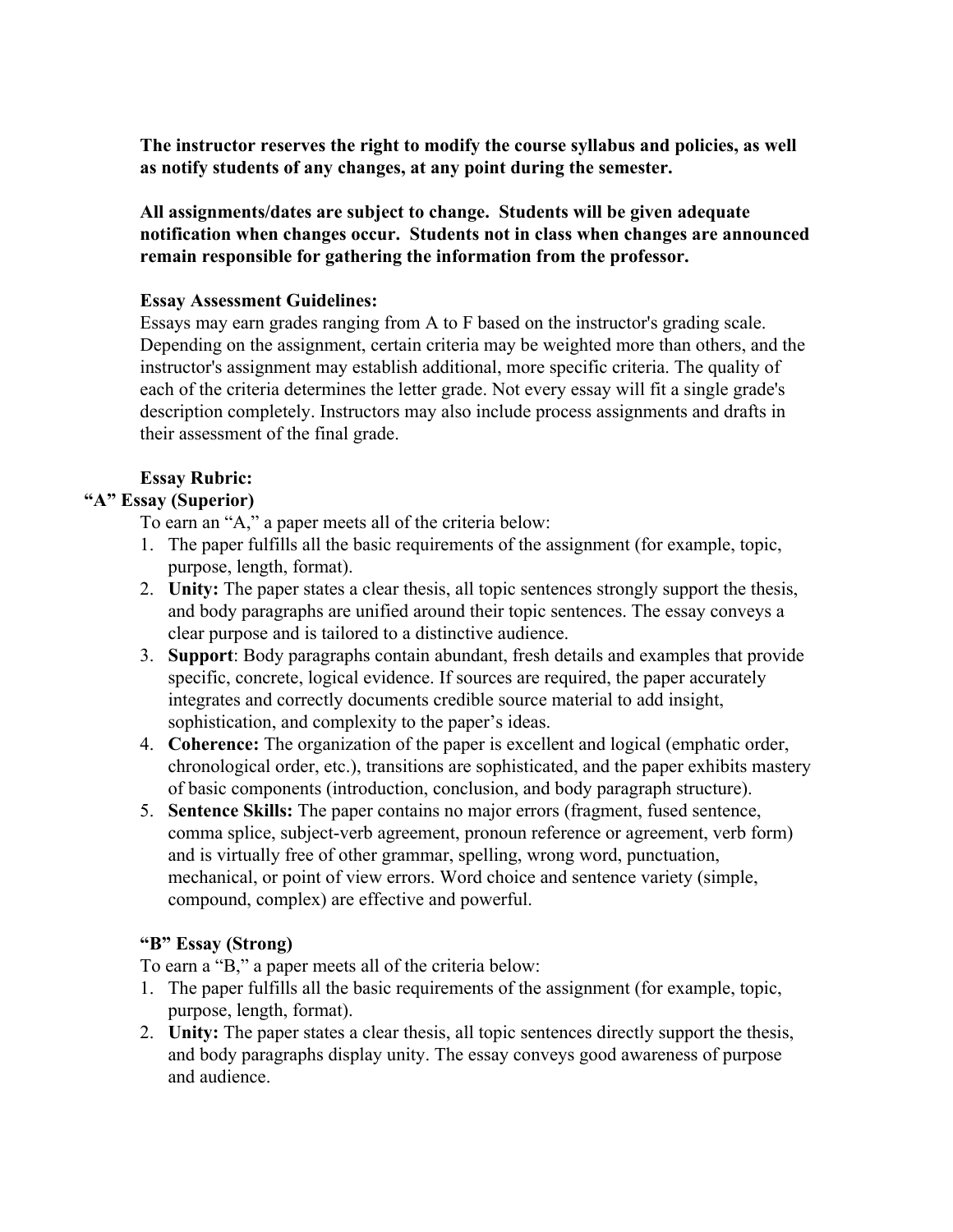**The instructor reserves the right to modify the course syllabus and policies, as well as notify students of any changes, at any point during the semester.**

**All assignments/dates are subject to change. Students will be given adequate notification when changes occur. Students not in class when changes are announced remain responsible for gathering the information from the professor.**

**Essay Assessment Guidelines:**

Essays may earn grades ranging from A to F based on the instructor's grading scale. Depending on the assignment, certain criteria may be weighted more than others, and the instructor's assignment may establish additional, more specific criteria. The quality of each of the criteria determines the letter grade. Not every essay will fit a single grade's description completely. Instructors may also include process assignments and drafts in their assessment of the final grade.

**Essay Rubric:**

**"A" Essay (Superior)**

To earn an "A," a paper meets all of the criteria below:

1. The paper fulfills all the basic requirements of the assignment (for example, topic, purpose, length, format).
2. **Unity:** The paper states a clear thesis, all topic sentences strongly support the thesis, and body paragraphs are unified around their topic sentences. The essay conveys a clear purpose and is tailored to a distinctive audience.
3. **Support**: Body paragraphs contain abundant, fresh details and examples that provide specific, concrete, logical evidence. If sources are required, the paper accurately integrates and correctly documents credible source material to add insight, sophistication, and complexity to the paper's ideas.
4. **Coherence:** The organization of the paper is excellent and logical (emphatic order, chronological order, etc.), transitions are sophisticated, and the paper exhibits mastery of basic components (introduction, conclusion, and body paragraph structure).
5. **Sentence Skills:** The paper contains no major errors (fragment, fused sentence, comma splice, subject-verb agreement, pronoun reference or agreement, verb form) and is virtually free of other grammar, spelling, wrong word, punctuation, mechanical, or point of view errors. Word choice and sentence variety (simple, compound, complex) are effective and powerful.

**"B" Essay (Strong)**

To earn a "B," a paper meets all of the criteria below:

1. The paper fulfills all the basic requirements of the assignment (for example, topic, purpose, length, format).
2. **Unity:** The paper states a clear thesis, all topic sentences directly support the thesis, and body paragraphs display unity. The essay conveys good awareness of purpose and audience.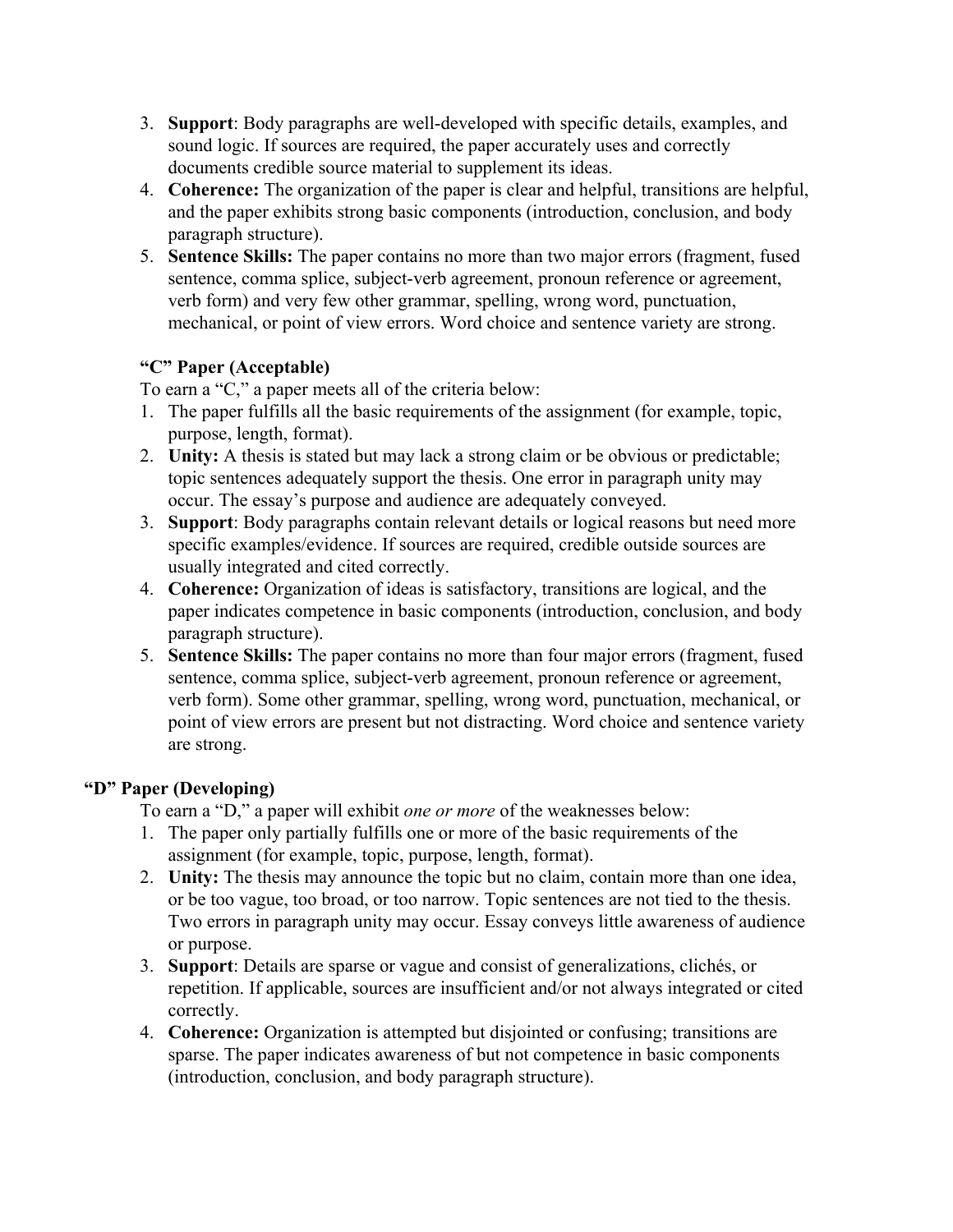3. **Support**: Body paragraphs are well-developed with specific details, examples, and sound logic. If sources are required, the paper accurately uses and correctly documents credible source material to supplement its ideas.
4. **Coherence:** The organization of the paper is clear and helpful, transitions are helpful, and the paper exhibits strong basic components (introduction, conclusion, and body paragraph structure).
5. **Sentence Skills:** The paper contains no more than two major errors (fragment, fused sentence, comma splice, subject-verb agreement, pronoun reference or agreement, verb form) and very few other grammar, spelling, wrong word, punctuation, mechanical, or point of view errors. Word choice and sentence variety are strong.

### "C" Paper (Acceptable)

To earn a "C," a paper meets all of the criteria below:

1. The paper fulfills all the basic requirements of the assignment (for example, topic, purpose, length, format).
2. **Unity:** A thesis is stated but may lack a strong claim or be obvious or predictable; topic sentences adequately support the thesis. One error in paragraph unity may occur. The essay's purpose and audience are adequately conveyed.
3. **Support**: Body paragraphs contain relevant details or logical reasons but need more specific examples/evidence. If sources are required, credible outside sources are usually integrated and cited correctly.
4. **Coherence:** Organization of ideas is satisfactory, transitions are logical, and the paper indicates competence in basic components (introduction, conclusion, and body paragraph structure).
5. **Sentence Skills:** The paper contains no more than four major errors (fragment, fused sentence, comma splice, subject-verb agreement, pronoun reference or agreement, verb form). Some other grammar, spelling, wrong word, punctuation, mechanical, or point of view errors are present but not distracting. Word choice and sentence variety are strong.

### "D" Paper (Developing)

To earn a "D," a paper will exhibit *one or more* of the weaknesses below:

1. The paper only partially fulfills one or more of the basic requirements of the assignment (for example, topic, purpose, length, format).
2. **Unity:** The thesis may announce the topic but no claim, contain more than one idea, or be too vague, too broad, or too narrow. Topic sentences are not tied to the thesis. Two errors in paragraph unity may occur. Essay conveys little awareness of audience or purpose.
3. **Support**: Details are sparse or vague and consist of generalizations, clichés, or repetition. If applicable, sources are insufficient and/or not always integrated or cited correctly.
4. **Coherence:** Organization is attempted but disjointed or confusing; transitions are sparse. The paper indicates awareness of but not competence in basic components (introduction, conclusion, and body paragraph structure).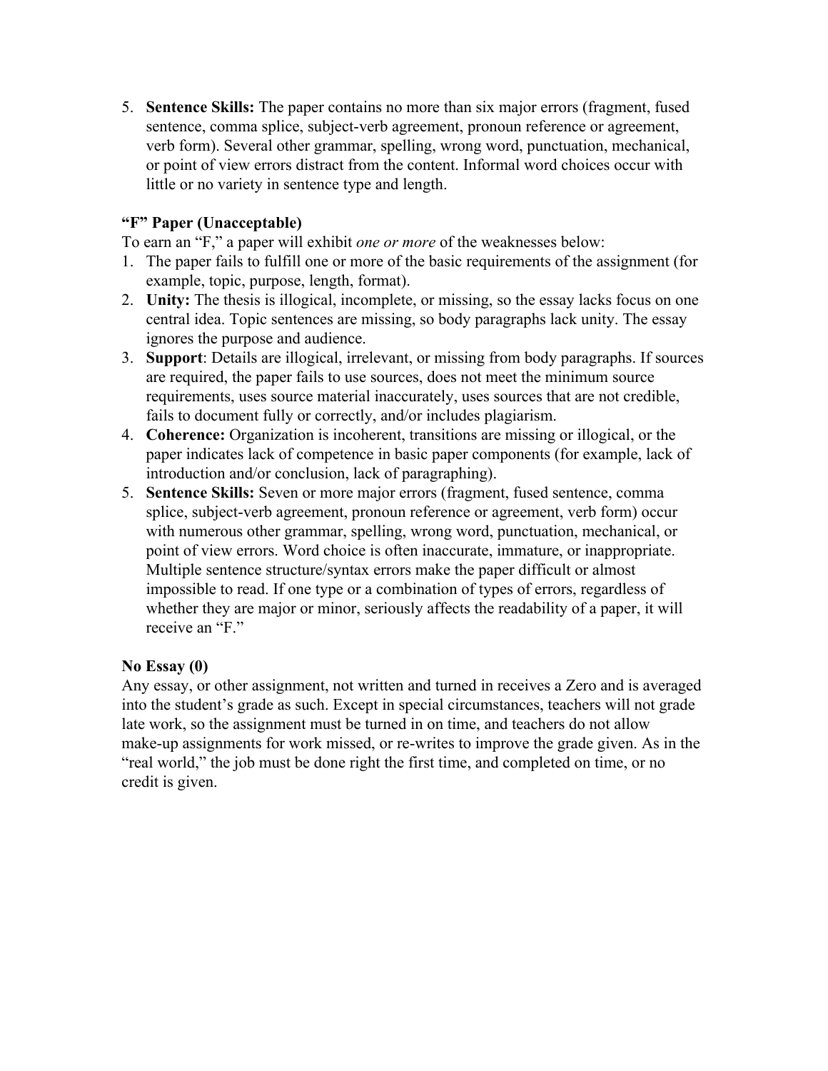5. **Sentence Skills:** The paper contains no more than six major errors (fragment, fused sentence, comma splice, subject-verb agreement, pronoun reference or agreement, verb form). Several other grammar, spelling, wrong word, punctuation, mechanical, or point of view errors distract from the content. Informal word choices occur with little or no variety in sentence type and length.

**"F" Paper (Unacceptable)**

To earn an "F," a paper will exhibit *one or more* of the weaknesses below:

1. The paper fails to fulfill one or more of the basic requirements of the assignment (for example, topic, purpose, length, format).
2. **Unity:** The thesis is illogical, incomplete, or missing, so the essay lacks focus on one central idea. Topic sentences are missing, so body paragraphs lack unity. The essay ignores the purpose and audience.
3. **Support**: Details are illogical, irrelevant, or missing from body paragraphs. If sources are required, the paper fails to use sources, does not meet the minimum source requirements, uses source material inaccurately, uses sources that are not credible, fails to document fully or correctly, and/or includes plagiarism.
4. **Coherence:** Organization is incoherent, transitions are missing or illogical, or the paper indicates lack of competence in basic paper components (for example, lack of introduction and/or conclusion, lack of paragraphing).
5. **Sentence Skills:** Seven or more major errors (fragment, fused sentence, comma splice, subject-verb agreement, pronoun reference or agreement, verb form) occur with numerous other grammar, spelling, wrong word, punctuation, mechanical, or point of view errors. Word choice is often inaccurate, immature, or inappropriate. Multiple sentence structure/syntax errors make the paper difficult or almost impossible to read. If one type or a combination of types of errors, regardless of whether they are major or minor, seriously affects the readability of a paper, it will receive an "F."

**No Essay (0)**

Any essay, or other assignment, not written and turned in receives a Zero and is averaged into the student's grade as such. Except in special circumstances, teachers will not grade late work, so the assignment must be turned in on time, and teachers do not allow make-up assignments for work missed, or re-writes to improve the grade given. As in the "real world," the job must be done right the first time, and completed on time, or no credit is given.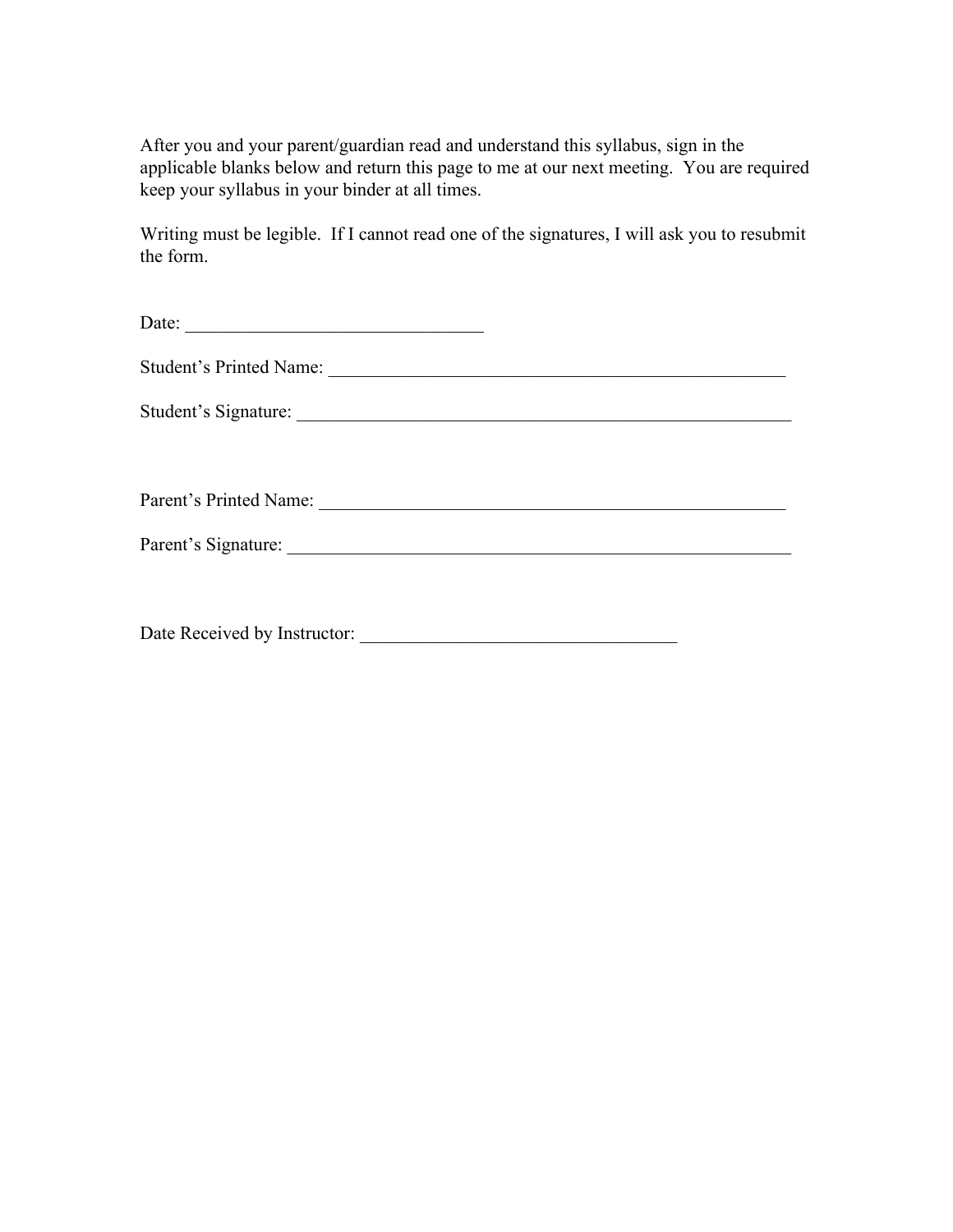After you and your parent/guardian read and understand this syllabus, sign in the applicable blanks below and return this page to me at our next meeting. You are required keep your syllabus in your binder at all times.

Writing must be legible. If I cannot read one of the signatures, I will ask you to resubmit the form.

Date: ________________________________

Student's Printed Name: _________________________________________________

Student's Signature: _____________________________________________________

Parent's Printed Name: __________________________________________________

Parent's Signature: ______________________________________________________

Date Received by Instructor: __________________________________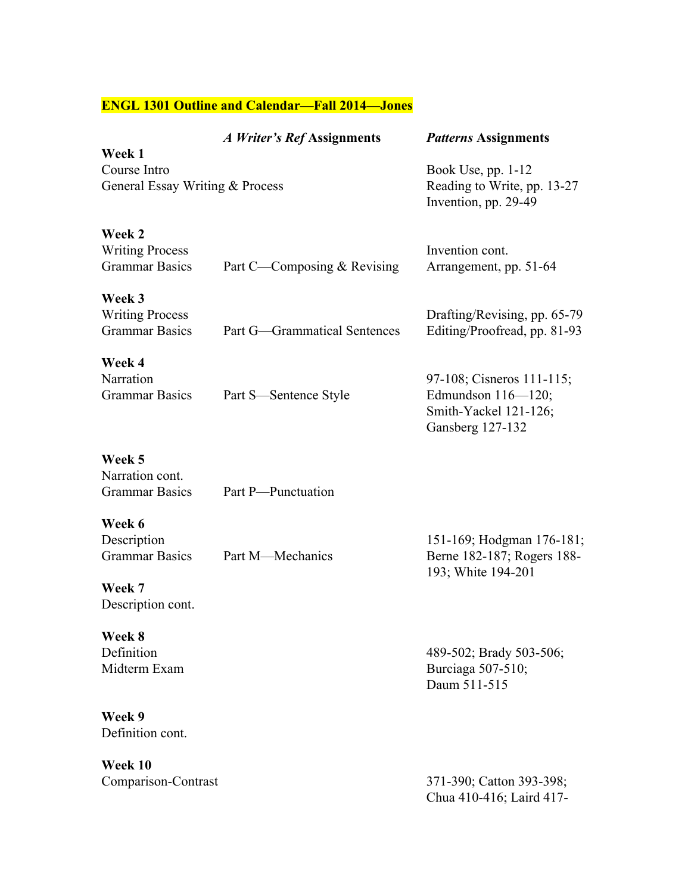**ENGL 1301 Outline and Calendar—Fall 2014—Jones**

| | *A Writer's Ref* Assignments | *Patterns* Assignments |
|---|---|---|
| **Week 1**<br>Course Intro<br>General Essay Writing & Process | | Book Use, pp. 1-12<br>Reading to Write, pp. 13-27<br>Invention, pp. 29-49 |
| **Week 2**<br>Writing Process<br>Grammar Basics | Part C—Composing & Revising | Invention cont.<br>Arrangement, pp. 51-64 |
| **Week 3**<br>Writing Process<br>Grammar Basics | Part G—Grammatical Sentences | Drafting/Revising, pp. 65-79<br>Editing/Proofread, pp. 81-93 |
| **Week 4**<br>Narration<br>Grammar Basics | Part S—Sentence Style | 97-108; Cisneros 111-115;<br>Edmundson 116—120;<br>Smith-Yackel 121-126;<br>Gansberg 127-132 |
| **Week 5**<br>Narration cont.<br>Grammar Basics | Part P—Punctuation | |
| **Week 6**<br>Description<br>Grammar Basics | Part M—Mechanics | 151-169; Hodgman 176-181;<br>Berne 182-187; Rogers 188-193; White 194-201 |
| **Week 7**<br>Description cont. | | |
| **Week 8**<br>Definition<br>Midterm Exam | | 489-502; Brady 503-506;<br>Burciaga 507-510;<br>Daum 511-515 |
| **Week 9**<br>Definition cont. | | |
| **Week 10**<br>Comparison-Contrast | | 371-390; Catton 393-398;<br>Chua 410-416; Laird 417- |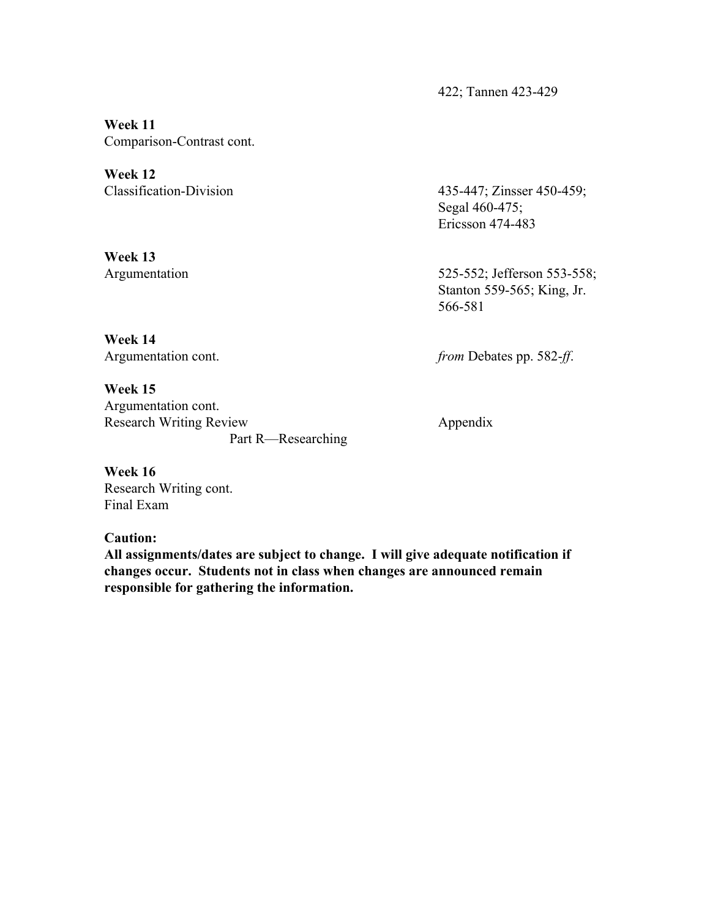422; Tannen 423-429

**Week 11**
Comparison-Contrast cont.

**Week 12**
Classification-Division — 435-447; Zinsser 450-459; Segal 460-475; Ericsson 474-483

**Week 13**
Argumentation — 525-552; Jefferson 553-558; Stanton 559-565; King, Jr. 566-581

**Week 14**
Argumentation cont. — *from* Debates pp. 582-*ff*.

**Week 15**
Argumentation cont.
Research Writing Review — Appendix
Part R—Researching

**Week 16**
Research Writing cont.
Final Exam

**Caution:**
**All assignments/dates are subject to change. I will give adequate notification if changes occur. Students not in class when changes are announced remain responsible for gathering the information.**